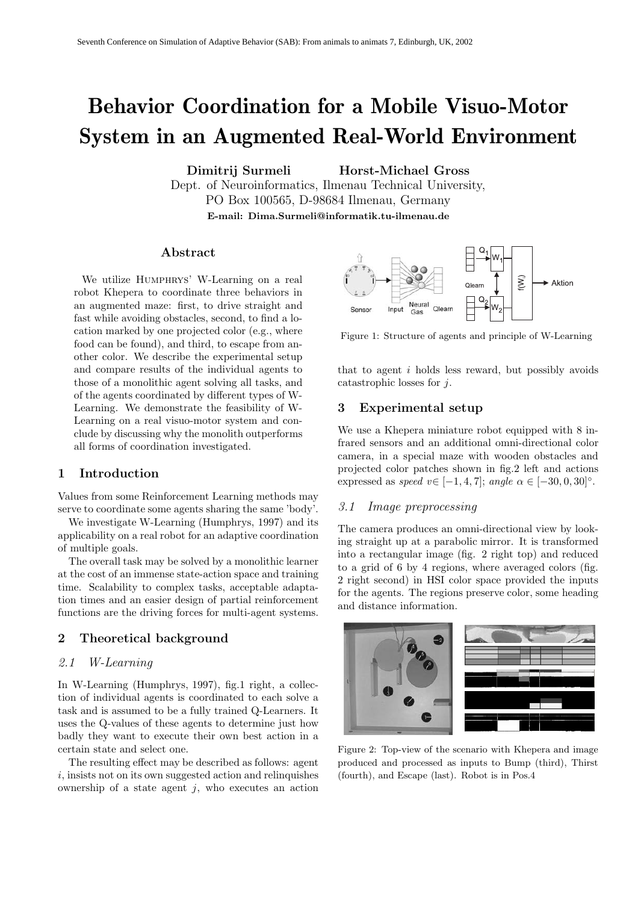# Behavior Coordination for a Mobile Visuo-Motor System in an Augmented Real-World Environment

**Dimitrij Surmeli** **Horst-Michael Gross**

Dept. of Neuroinformatics, Ilmenau Technical University,
PO Box 100565, D-98684 Ilmenau, Germany

**E-mail: Dima.Surmeli@informatik.tu-ilmenau.de**

## Abstract

We utilize HUMPHRYS' W-Learning on a real robot Khepera to coordinate three behaviors in an augmented maze: first, to drive straight and fast while avoiding obstacles, second, to find a location marked by one projected color (e.g., where food can be found), and third, to escape from another color. We describe the experimental setup and compare results of the individual agents to those of a monolithic agent solving all tasks, and of the agents coordinated by different types of W-Learning. We demonstrate the feasibility of W-Learning on a real visuo-motor system and conclude by discussing why the monolith outperforms all forms of coordination investigated.

## 1 Introduction

Values from some Reinforcement Learning methods may serve to coordinate some agents sharing the same 'body'.

We investigate W-Learning (Humphrys, 1997) and its applicability on a real robot for an adaptive coordination of multiple goals.

The overall task may be solved by a monolithic learner at the cost of an immense state-action space and training time. Scalability to complex tasks, acceptable adaptation times and an easier design of partial reinforcement functions are the driving forces for multi-agent systems.

## 2 Theoretical background

### 2.1 W-Learning

In W-Learning (Humphrys, 1997), fig.1 right, a collection of individual agents is coordinated to each solve a task and is assumed to be a fully trained Q-Learners. It uses the Q-values of these agents to determine just how badly they want to execute their own best action in a certain state and select one.

The resulting effect may be described as follows: agent $i$, insists not on its own suggested action and relinquishes ownership of a state agent $j$, who executes an action that to agent $i$ holds less reward, but possibly avoids catastrophic losses for $j$.

Figure 1: Structure of agents and principle of W-Learning

## 3 Experimental setup

We use a Khepera miniature robot equipped with 8 infrared sensors and an additional omni-directional color camera, in a special maze with wooden obstacles and projected color patches shown in fig.2 left and actions expressed as *speed* $v \in [-1, 4, 7]$; *angle* $\alpha \in [-30, 0, 30]^{\circ}$.

### 3.1 Image preprocessing

The camera produces an omni-directional view by looking straight up at a parabolic mirror. It is transformed into a rectangular image (fig. 2 right top) and reduced to a grid of 6 by 4 regions, where averaged colors (fig. 2 right second) in HSI color space provided the inputs for the agents. The regions preserve color, some heading and distance information.

Figure 2: Top-view of the scenario with Khepera and image produced and processed as inputs to Bump (third), Thirst (fourth), and Escape (last). Robot is in Pos.4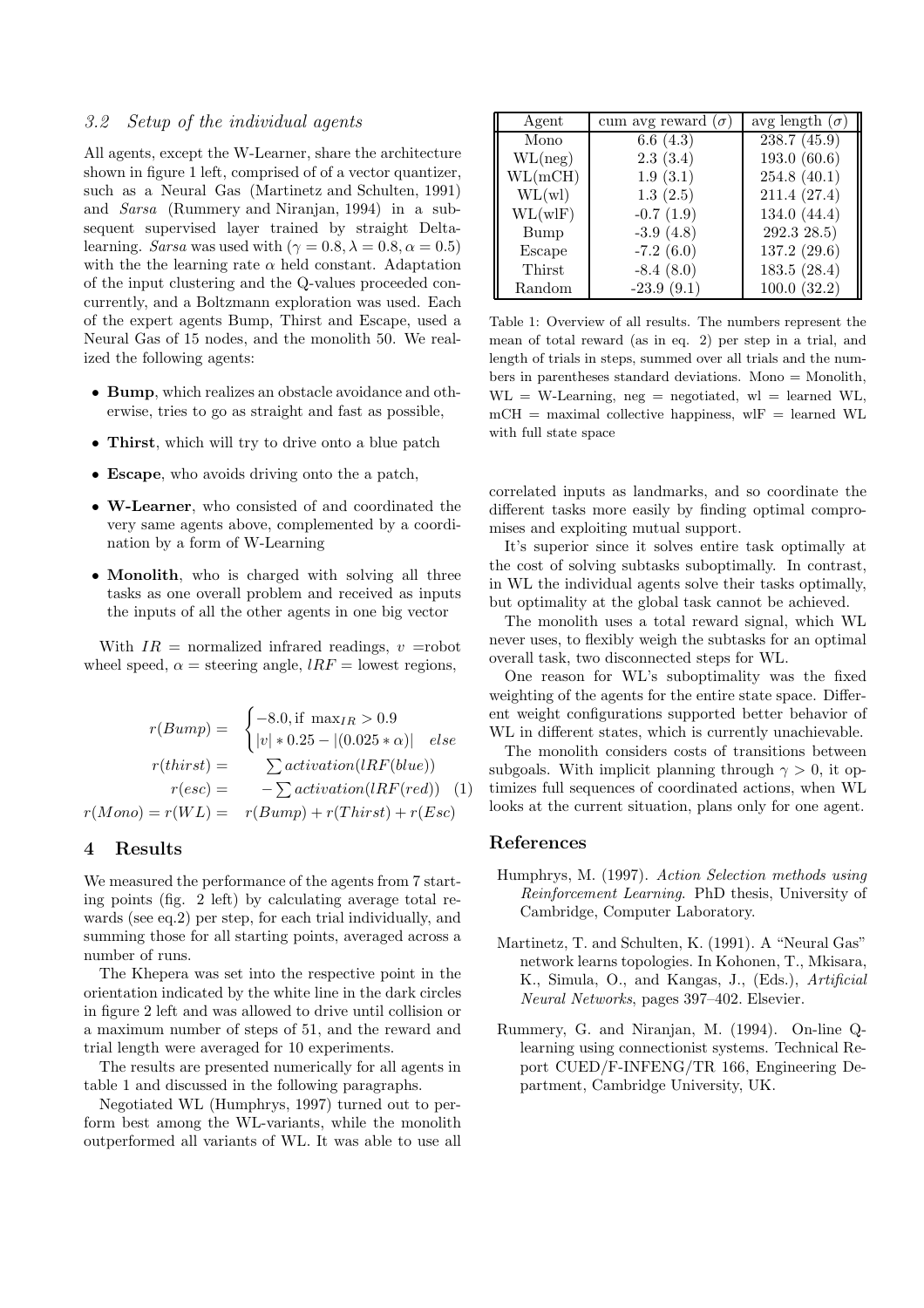### 3.2 Setup of the individual agents

All agents, except the W-Learner, share the architecture shown in figure 1 left, comprised of of a vector quantizer, such as a Neural Gas (Martinetz and Schulten, 1991) and *Sarsa* (Rummery and Niranjan, 1994) in a subsequent supervised layer trained by straight Delta-learning. *Sarsa* was used with ($\gamma = 0.8, \lambda = 0.8, \alpha = 0.5$) with the the learning rate $\alpha$ held constant. Adaptation of the input clustering and the Q-values proceeded concurrently, and a Boltzmann exploration was used. Each of the expert agents Bump, Thirst and Escape, used a Neural Gas of 15 nodes, and the monolith 50. We realized the following agents:

- **Bump**, which realizes an obstacle avoidance and otherwise, tries to go as straight and fast as possible,
- **Thirst**, which will try to drive onto a blue patch
- **Escape**, who avoids driving onto the a patch,
- **W-Learner**, who consisted of and coordinated the very same agents above, complemented by a coordination by a form of W-Learning
- **Monolith**, who is charged with solving all three tasks as one overall problem and received as inputs the inputs of all the other agents in one big vector

With $IR$ = normalized infrared readings, $v$ =robot wheel speed, $\alpha$ = steering angle, $lRF$ = lowest regions,

$$
\begin{aligned}
r(Bump) = & \begin{cases} -8.0, \text{if } \max_{IR} > 0.9 \\ |v| * 0.25 - |(0.025 * \alpha)| \quad else \end{cases} \\
r(thirst) = & \quad \sum activation(lRF(blue)) \\
r(esc) = & \quad -\sum activation(lRF(red)) \quad (1) \\
r(Mono) = r(WL) = & \quad r(Bump) + r(Thirst) + r(Esc)
\end{aligned}
$$

## 4 Results

We measured the performance of the agents from 7 starting points (fig. 2 left) by calculating average total rewards (see eq.2) per step, for each trial individually, and summing those for all starting points, averaged across a number of runs.

The Khepera was set into the respective point in the orientation indicated by the white line in the dark circles in figure 2 left and was allowed to drive until collision or a maximum number of steps of 51, and the reward and trial length were averaged for 10 experiments.

The results are presented numerically for all agents in table 1 and discussed in the following paragraphs.

Negotiated WL (Humphrys, 1997) turned out to perform best among the WL-variants, while the monolith outperformed all variants of WL. It was able to use all

| Agent | cum avg reward ($\sigma$) | avg length ($\sigma$) |
|---|---|---|
| Mono | 6.6 (4.3) | 238.7 (45.9) |
| WL(neg) | 2.3 (3.4) | 193.0 (60.6) |
| WL(mCH) | 1.9 (3.1) | 254.8 (40.1) |
| WL(wl) | 1.3 (2.5) | 211.4 (27.4) |
| WL(wlF) | -0.7 (1.9) | 134.0 (44.4) |
| Bump | -3.9 (4.8) | 292.3 28.5) |
| Escape | -7.2 (6.0) | 137.2 (29.6) |
| Thirst | -8.4 (8.0) | 183.5 (28.4) |
| Random | -23.9 (9.1) | 100.0 (32.2) |

Table 1: Overview of all results. The numbers represent the mean of total reward (as in eq. 2) per step in a trial, and length of trials in steps, summed over all trials and the numbers in parentheses standard deviations. Mono = Monolith, WL = W-Learning, neg = negotiated, wl = learned WL, mCH = maximal collective happiness, wlF = learned WL with full state space

correlated inputs as landmarks, and so coordinate the different tasks more easily by finding optimal compromises and exploiting mutual support.

It's superior since it solves entire task optimally at the cost of solving subtasks suboptimally. In contrast, in WL the individual agents solve their tasks optimally, but optimality at the global task cannot be achieved.

The monolith uses a total reward signal, which WL never uses, to flexibly weigh the subtasks for an optimal overall task, two disconnected steps for WL.

One reason for WL's suboptimality was the fixed weighting of the agents for the entire state space. Different weight configurations supported better behavior of WL in different states, which is currently unachievable.

The monolith considers costs of transitions between subgoals. With implicit planning through $\gamma > 0$, it optimizes full sequences of coordinated actions, when WL looks at the current situation, plans only for one agent.

## References

Humphrys, M. (1997). *Action Selection methods using Reinforcement Learning*. PhD thesis, University of Cambridge, Computer Laboratory.

Martinetz, T. and Schulten, K. (1991). A "Neural Gas" network learns topologies. In Kohonen, T., Mkisara, K., Simula, O., and Kangas, J., (Eds.), *Artificial Neural Networks*, pages 397–402. Elsevier.

Rummery, G. and Niranjan, M. (1994). On-line Q-learning using connectionist systems. Technical Report CUED/F-INFENG/TR 166, Engineering Department, Cambridge University, UK.